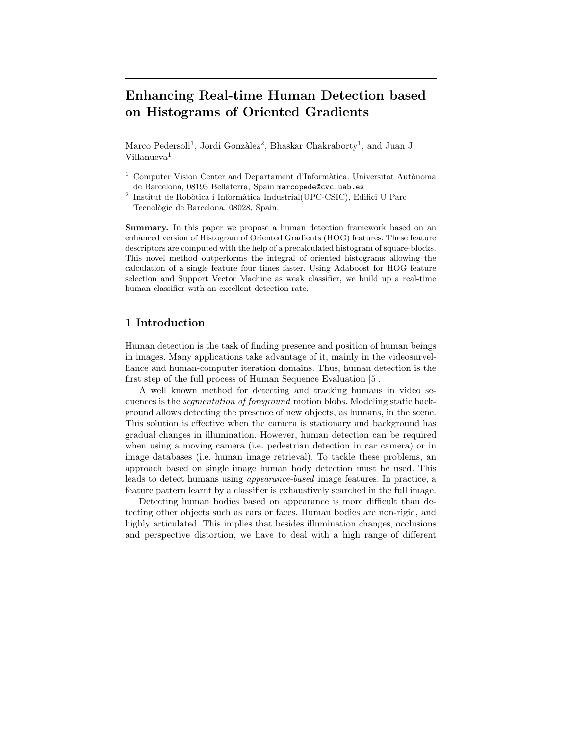# Enhancing Real-time Human Detection based on Histograms of Oriented Gradients

Marco Pedersoli[1], Jordi Gonzàlez[2], Bhaskar Chakraborty[1], and Juan J. Villanueva[1]

[1] Computer Vision Center and Departament d'Informàtica. Universitat Autònoma de Barcelona, 08193 Bellaterra, Spain marcopede@cvc.uab.es

[2] Institut de Robòtica i Informàtica Industrial(UPC-CSIC), Edifici U Parc Tecnològic de Barcelona. 08028, Spain.

**Summary.** In this paper we propose a human detection framework based on an enhanced version of Histogram of Oriented Gradients (HOG) features. These feature descriptors are computed with the help of a precalculated histogram of square-blocks. This novel method outperforms the integral of oriented histograms allowing the calculation of a single feature four times faster. Using Adaboost for HOG feature selection and Support Vector Machine as weak classifier, we build up a real-time human classifier with an excellent detection rate.

## 1 Introduction

Human detection is the task of finding presence and position of human beings in images. Many applications take advantage of it, mainly in the videosurveilliance and human-computer iteration domains. Thus, human detection is the first step of the full process of Human Sequence Evaluation [5].

A well known method for detecting and tracking humans in video sequences is the *segmentation of foreground* motion blobs. Modeling static background allows detecting the presence of new objects, as humans, in the scene. This solution is effective when the camera is stationary and background has gradual changes in illumination. However, human detection can be required when using a moving camera (i.e. pedestrian detection in car camera) or in image databases (i.e. human image retrieval). To tackle these problems, an approach based on single image human body detection must be used. This leads to detect humans using *appearance-based* image features. In practice, a feature pattern learnt by a classifier is exhaustively searched in the full image.

Detecting human bodies based on appearance is more difficult than detecting other objects such as cars or faces. Human bodies are non-rigid, and highly articulated. This implies that besides illumination changes, occlusions and perspective distortion, we have to deal with a high range of different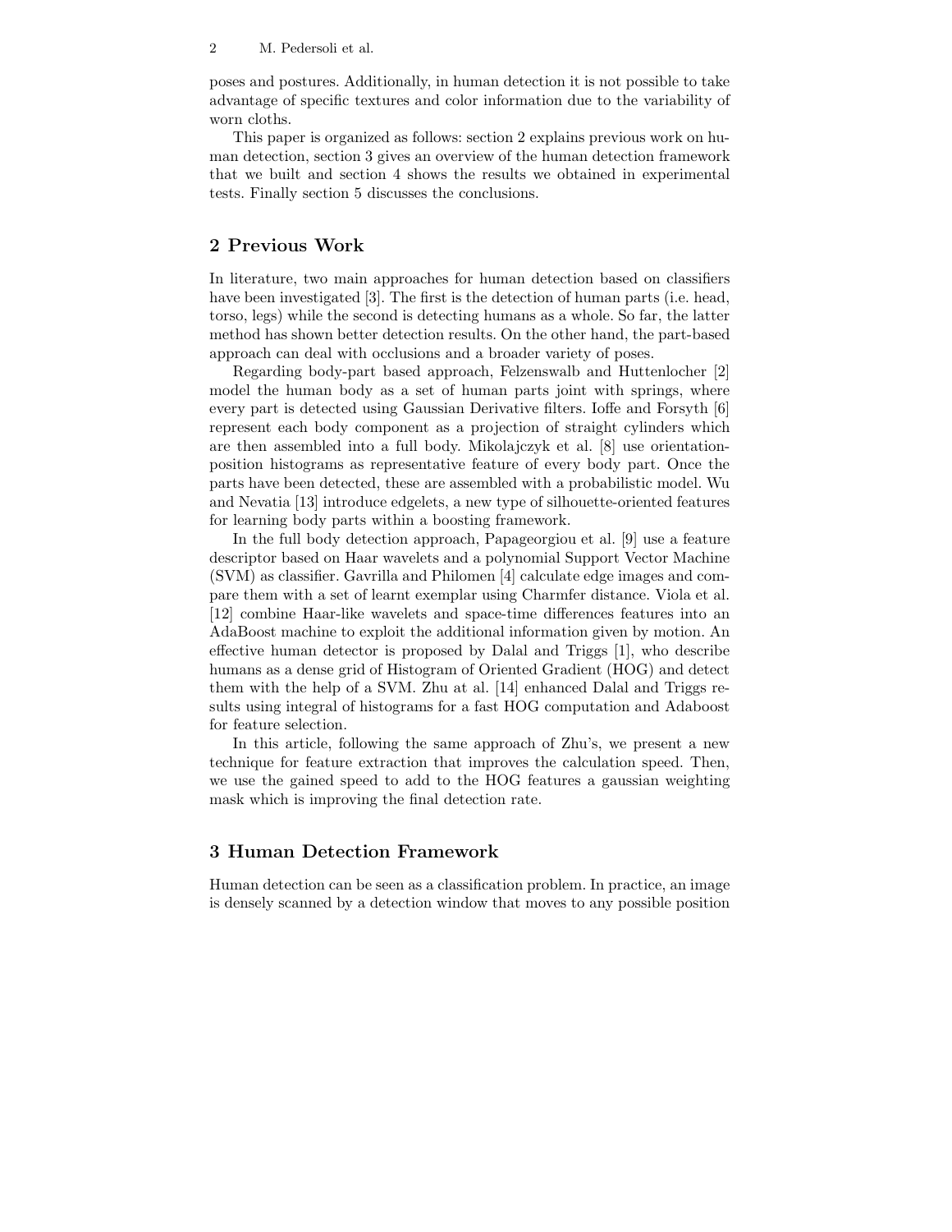poses and postures. Additionally, in human detection it is not possible to take advantage of specific textures and color information due to the variability of worn cloths.

This paper is organized as follows: section 2 explains previous work on human detection, section 3 gives an overview of the human detection framework that we built and section 4 shows the results we obtained in experimental tests. Finally section 5 discusses the conclusions.

## 2 Previous Work

In literature, two main approaches for human detection based on classifiers have been investigated [3]. The first is the detection of human parts (i.e. head, torso, legs) while the second is detecting humans as a whole. So far, the latter method has shown better detection results. On the other hand, the part-based approach can deal with occlusions and a broader variety of poses.

Regarding body-part based approach, Felzenswalb and Huttenlocher [2] model the human body as a set of human parts joint with springs, where every part is detected using Gaussian Derivative filters. Ioffe and Forsyth [6] represent each body component as a projection of straight cylinders which are then assembled into a full body. Mikolajczyk et al. [8] use orientation-position histograms as representative feature of every body part. Once the parts have been detected, these are assembled with a probabilistic model. Wu and Nevatia [13] introduce edgelets, a new type of silhouette-oriented features for learning body parts within a boosting framework.

In the full body detection approach, Papageorgiou et al. [9] use a feature descriptor based on Haar wavelets and a polynomial Support Vector Machine (SVM) as classifier. Gavrilla and Philomen [4] calculate edge images and compare them with a set of learnt exemplar using Charmfer distance. Viola et al. [12] combine Haar-like wavelets and space-time differences features into an AdaBoost machine to exploit the additional information given by motion. An effective human detector is proposed by Dalal and Triggs [1], who describe humans as a dense grid of Histogram of Oriented Gradient (HOG) and detect them with the help of a SVM. Zhu at al. [14] enhanced Dalal and Triggs results using integral of histograms for a fast HOG computation and Adaboost for feature selection.

In this article, following the same approach of Zhu's, we present a new technique for feature extraction that improves the calculation speed. Then, we use the gained speed to add to the HOG features a gaussian weighting mask which is improving the final detection rate.

## 3 Human Detection Framework

Human detection can be seen as a classification problem. In practice, an image is densely scanned by a detection window that moves to any possible position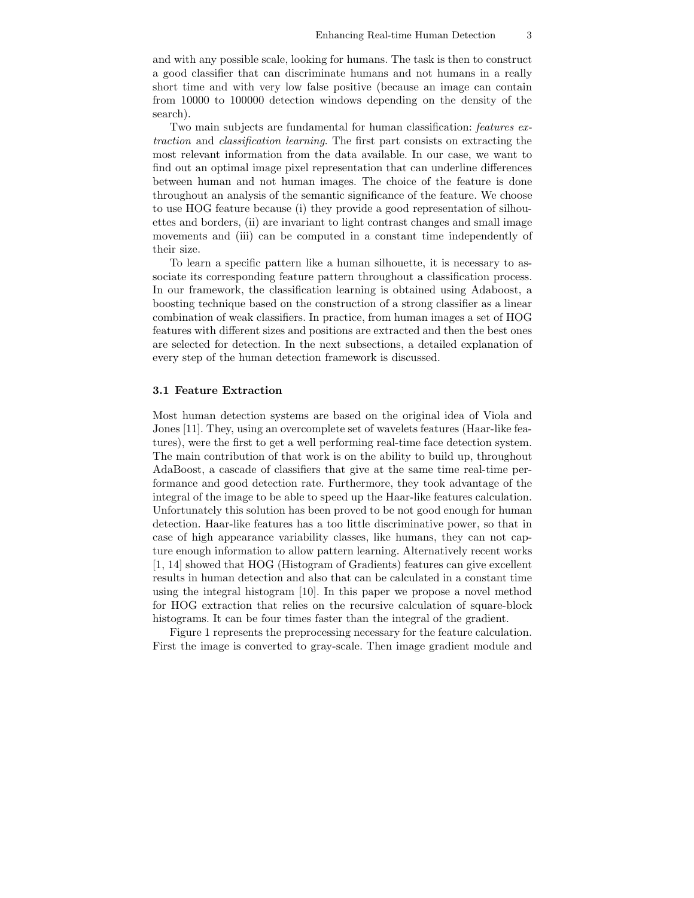and with any possible scale, looking for humans. The task is then to construct a good classifier that can discriminate humans and not humans in a really short time and with very low false positive (because an image can contain from 10000 to 100000 detection windows depending on the density of the search).

Two main subjects are fundamental for human classification: *features extraction* and *classification learning*. The first part consists on extracting the most relevant information from the data available. In our case, we want to find out an optimal image pixel representation that can underline differences between human and not human images. The choice of the feature is done throughout an analysis of the semantic significance of the feature. We choose to use HOG feature because (i) they provide a good representation of silhouettes and borders, (ii) are invariant to light contrast changes and small image movements and (iii) can be computed in a constant time independently of their size.

To learn a specific pattern like a human silhouette, it is necessary to associate its corresponding feature pattern throughout a classification process. In our framework, the classification learning is obtained using Adaboost, a boosting technique based on the construction of a strong classifier as a linear combination of weak classifiers. In practice, from human images a set of HOG features with different sizes and positions are extracted and then the best ones are selected for detection. In the next subsections, a detailed explanation of every step of the human detection framework is discussed.

### 3.1 Feature Extraction

Most human detection systems are based on the original idea of Viola and Jones [11]. They, using an overcomplete set of wavelets features (Haar-like features), were the first to get a well performing real-time face detection system. The main contribution of that work is on the ability to build up, throughout AdaBoost, a cascade of classifiers that give at the same time real-time performance and good detection rate. Furthermore, they took advantage of the integral of the image to be able to speed up the Haar-like features calculation. Unfortunately this solution has been proved to be not good enough for human detection. Haar-like features has a too little discriminative power, so that in case of high appearance variability classes, like humans, they can not capture enough information to allow pattern learning. Alternatively recent works [1, 14] showed that HOG (Histogram of Gradients) features can give excellent results in human detection and also that can be calculated in a constant time using the integral histogram [10]. In this paper we propose a novel method for HOG extraction that relies on the recursive calculation of square-block histograms. It can be four times faster than the integral of the gradient.

Figure 1 represents the preprocessing necessary for the feature calculation. First the image is converted to gray-scale. Then image gradient module and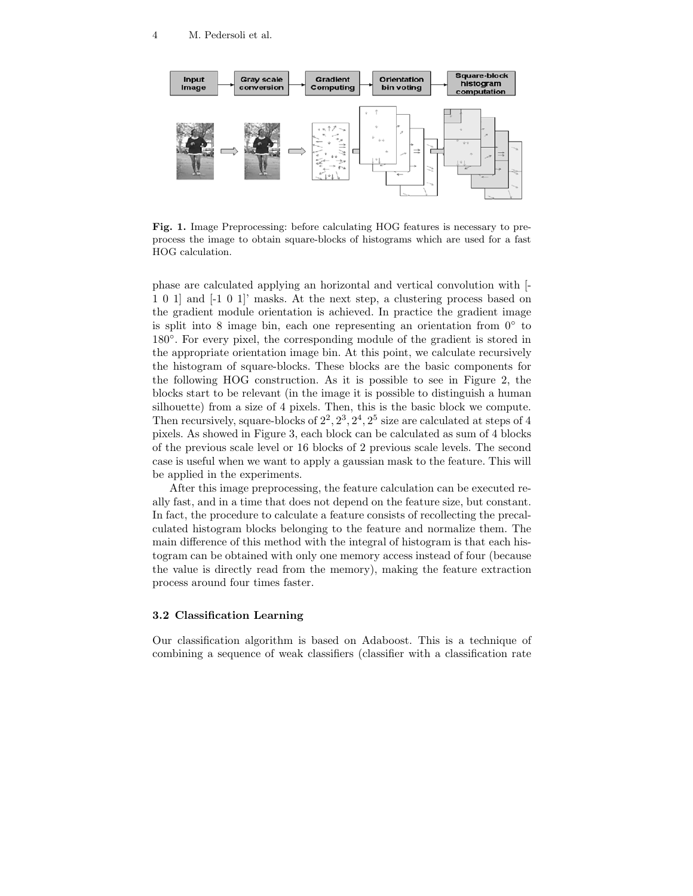**Fig. 1.** Image Preprocessing: before calculating HOG features is necessary to preprocess the image to obtain square-blocks of histograms which are used for a fast HOG calculation.

phase are calculated applying an horizontal and vertical convolution with [-1 0 1] and [-1 0 1]' masks. At the next step, a clustering process based on the gradient module orientation is achieved. In practice the gradient image is split into 8 image bin, each one representing an orientation from 0° to 180°. For every pixel, the corresponding module of the gradient is stored in the appropriate orientation image bin. At this point, we calculate recursively the histogram of square-blocks. These blocks are the basic components for the following HOG construction. As it is possible to see in Figure 2, the blocks start to be relevant (in the image it is possible to distinguish a human silhouette) from a size of 4 pixels. Then, this is the basic block we compute. Then recursively, square-blocks of $2^2, 2^3, 2^4, 2^5$ size are calculated at steps of 4 pixels. As showed in Figure 3, each block can be calculated as sum of 4 blocks of the previous scale level or 16 blocks of 2 previous scale levels. The second case is useful when we want to apply a gaussian mask to the feature. This will be applied in the experiments.

After this image preprocessing, the feature calculation can be executed really fast, and in a time that does not depend on the feature size, but constant. In fact, the procedure to calculate a feature consists of recollecting the precalculated histogram blocks belonging to the feature and normalize them. The main difference of this method with the integral of histogram is that each histogram can be obtained with only one memory access instead of four (because the value is directly read from the memory), making the feature extraction process around four times faster.

### 3.2 Classification Learning

Our classification algorithm is based on Adaboost. This is a technique of combining a sequence of weak classifiers (classifier with a classification rate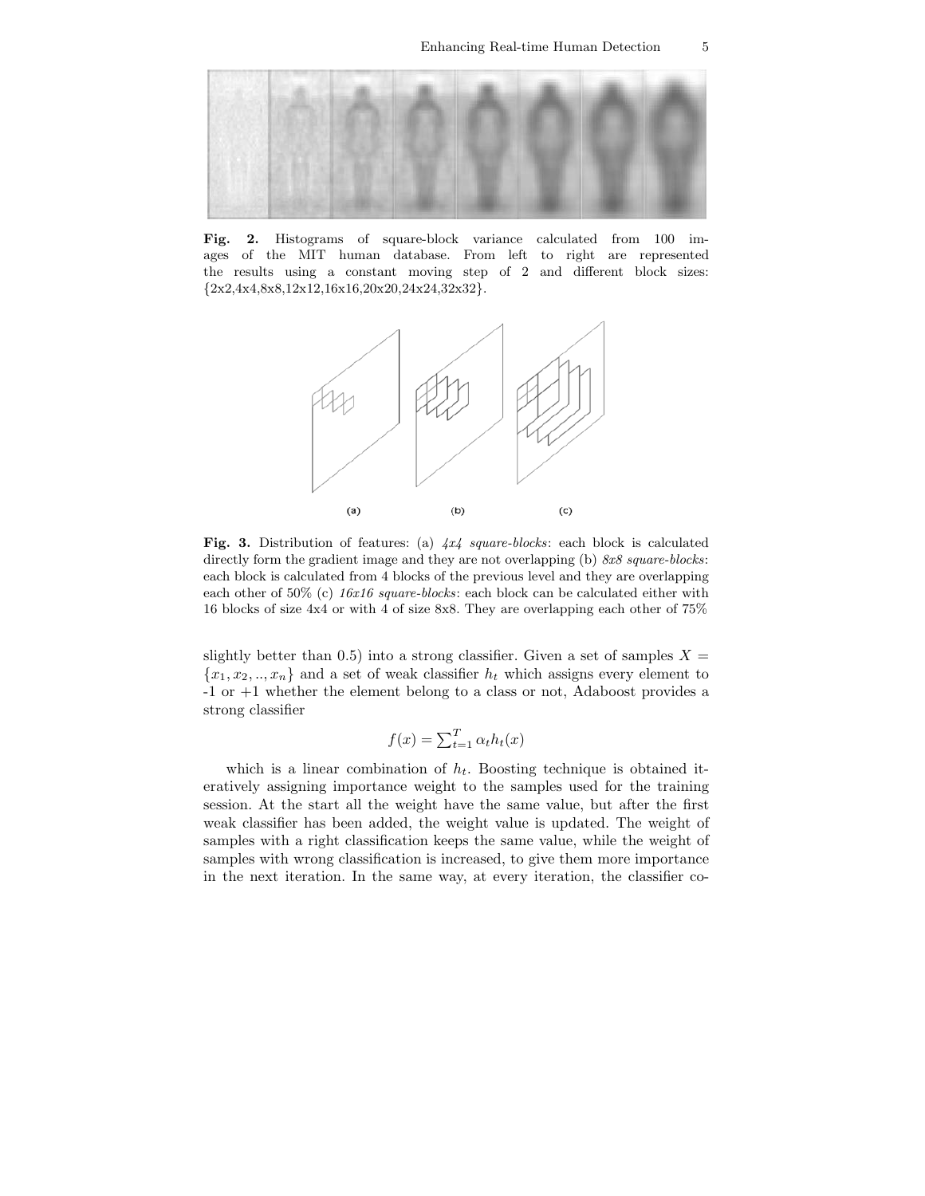**Fig. 2.** Histograms of square-block variance calculated from 100 images of the MIT human database. From left to right are represented the results using a constant moving step of 2 and different block sizes: {2x2,4x4,8x8,12x12,16x16,20x20,24x24,32x32}.

**Fig. 3.** Distribution of features: (a) *4x4 square-blocks*: each block is calculated directly form the gradient image and they are not overlapping (b) *8x8 square-blocks*: each block is calculated from 4 blocks of the previous level and they are overlapping each other of 50% (c) *16x16 square-blocks*: each block can be calculated either with 16 blocks of size 4x4 or with 4 of size 8x8. They are overlapping each other of 75%

slightly better than 0.5) into a strong classifier. Given a set of samples $X = \{x_1, x_2, .., x_n\}$ and a set of weak classifier $h_t$ which assigns every element to -1 or +1 whether the element belong to a class or not, Adaboost provides a strong classifier

$$f(x) = \sum_{t=1}^{T} \alpha_t h_t(x)$$

which is a linear combination of $h_t$. Boosting technique is obtained iteratively assigning importance weight to the samples used for the training session. At the start all the weight have the same value, but after the first weak classifier has been added, the weight value is updated. The weight of samples with a right classification keeps the same value, while the weight of samples with wrong classification is increased, to give them more importance in the next iteration. In the same way, at every iteration, the classifier co-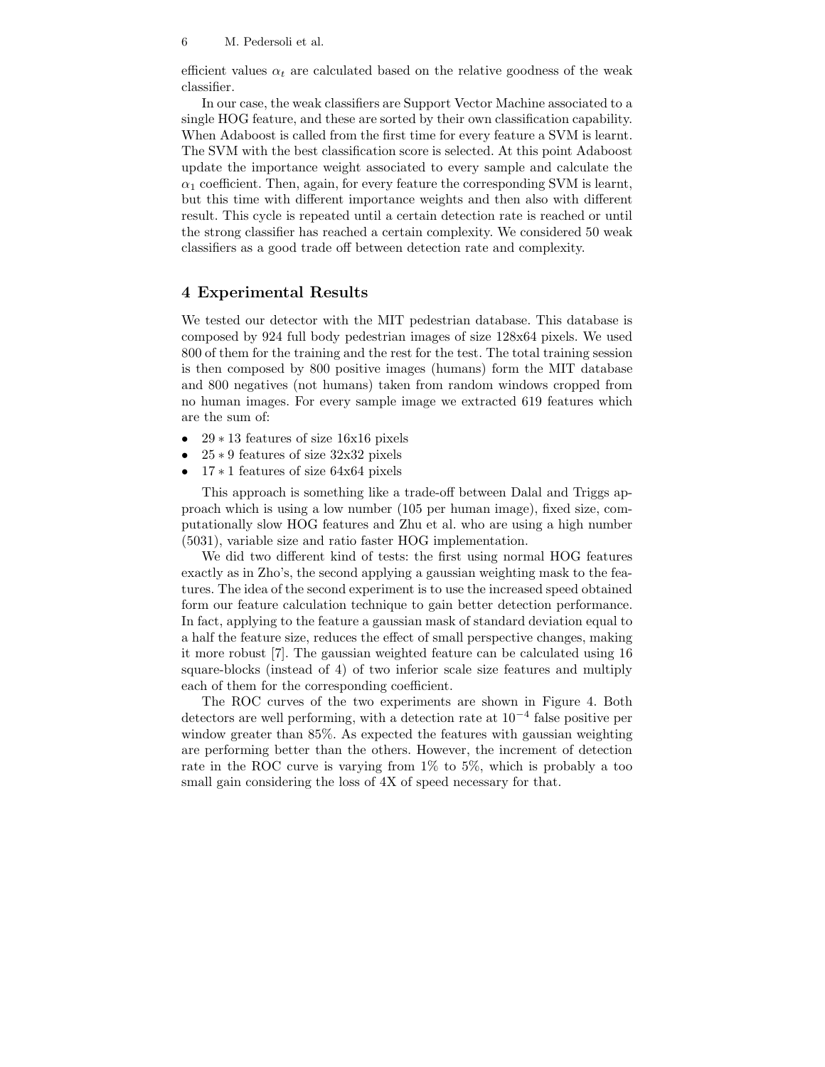efficient values $\alpha_t$ are calculated based on the relative goodness of the weak classifier.

In our case, the weak classifiers are Support Vector Machine associated to a single HOG feature, and these are sorted by their own classification capability. When Adaboost is called from the first time for every feature a SVM is learnt. The SVM with the best classification score is selected. At this point Adaboost update the importance weight associated to every sample and calculate the $\alpha_1$ coefficient. Then, again, for every feature the corresponding SVM is learnt, but this time with different importance weights and then also with different result. This cycle is repeated until a certain detection rate is reached or until the strong classifier has reached a certain complexity. We considered 50 weak classifiers as a good trade off between detection rate and complexity.

## 4 Experimental Results

We tested our detector with the MIT pedestrian database. This database is composed by 924 full body pedestrian images of size 128x64 pixels. We used 800 of them for the training and the rest for the test. The total training session is then composed by 800 positive images (humans) form the MIT database and 800 negatives (not humans) taken from random windows cropped from no human images. For every sample image we extracted 619 features which are the sum of:

- $29 * 13$ features of size 16x16 pixels
- $25 * 9$ features of size 32x32 pixels
- $17 * 1$ features of size 64x64 pixels

This approach is something like a trade-off between Dalal and Triggs approach which is using a low number (105 per human image), fixed size, computationally slow HOG features and Zhu et al. who are using a high number (5031), variable size and ratio faster HOG implementation.

We did two different kind of tests: the first using normal HOG features exactly as in Zho's, the second applying a gaussian weighting mask to the features. The idea of the second experiment is to use the increased speed obtained form our feature calculation technique to gain better detection performance. In fact, applying to the feature a gaussian mask of standard deviation equal to a half the feature size, reduces the effect of small perspective changes, making it more robust [7]. The gaussian weighted feature can be calculated using 16 square-blocks (instead of 4) of two inferior scale size features and multiply each of them for the corresponding coefficient.

The ROC curves of the two experiments are shown in Figure 4. Both detectors are well performing, with a detection rate at $10^{-4}$ false positive per window greater than 85%. As expected the features with gaussian weighting are performing better than the others. However, the increment of detection rate in the ROC curve is varying from 1% to 5%, which is probably a too small gain considering the loss of 4X of speed necessary for that.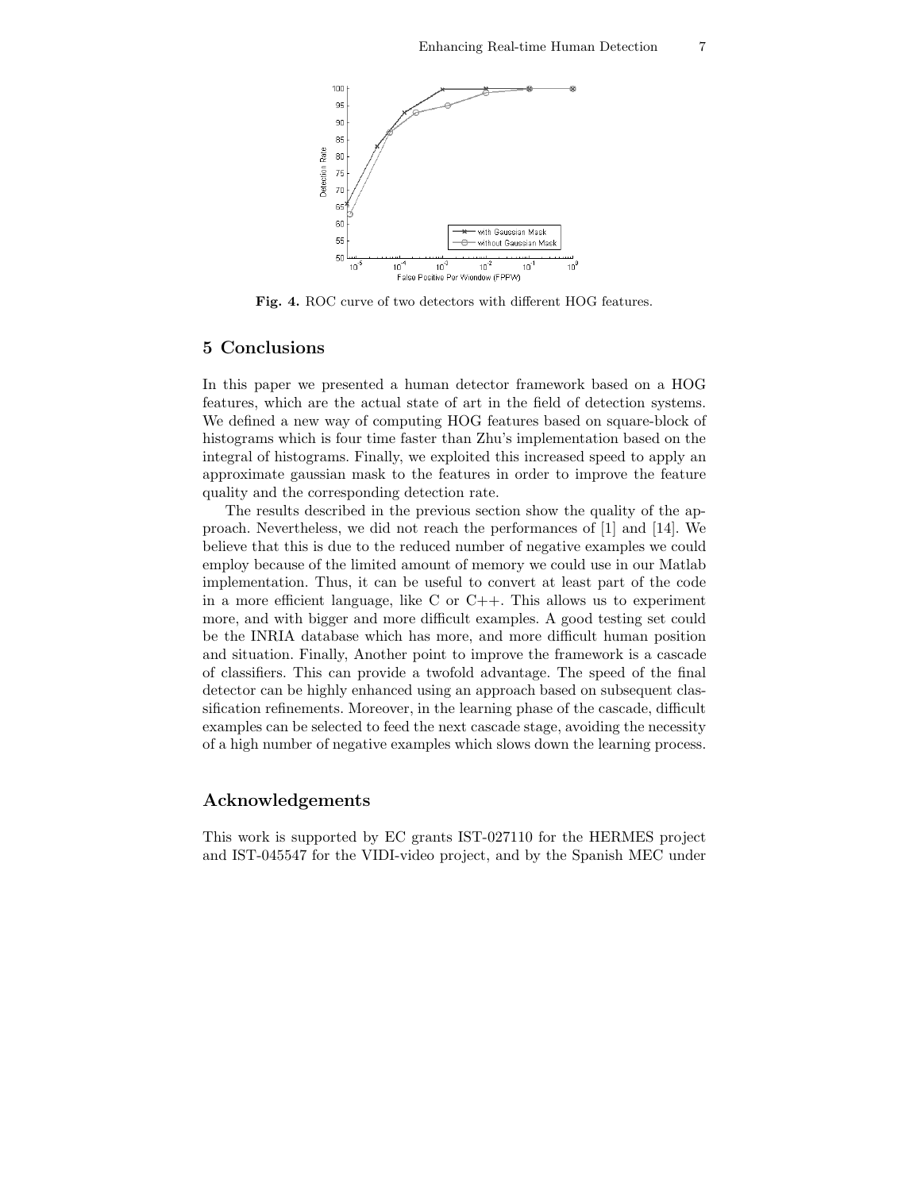**Fig. 4.** ROC curve of two detectors with different HOG features.

## 5 Conclusions

In this paper we presented a human detector framework based on a HOG features, which are the actual state of art in the field of detection systems. We defined a new way of computing HOG features based on square-block of histograms which is four time faster than Zhu's implementation based on the integral of histograms. Finally, we exploited this increased speed to apply an approximate gaussian mask to the features in order to improve the feature quality and the corresponding detection rate.

The results described in the previous section show the quality of the approach. Nevertheless, we did not reach the performances of [1] and [14]. We believe that this is due to the reduced number of negative examples we could employ because of the limited amount of memory we could use in our Matlab implementation. Thus, it can be useful to convert at least part of the code in a more efficient language, like C or C++. This allows us to experiment more, and with bigger and more difficult examples. A good testing set could be the INRIA database which has more, and more difficult human position and situation. Finally, Another point to improve the framework is a cascade of classifiers. This can provide a twofold advantage. The speed of the final detector can be highly enhanced using an approach based on subsequent classification refinements. Moreover, in the learning phase of the cascade, difficult examples can be selected to feed the next cascade stage, avoiding the necessity of a high number of negative examples which slows down the learning process.

## Acknowledgements

This work is supported by EC grants IST-027110 for the HERMES project and IST-045547 for the VIDI-video project, and by the Spanish MEC under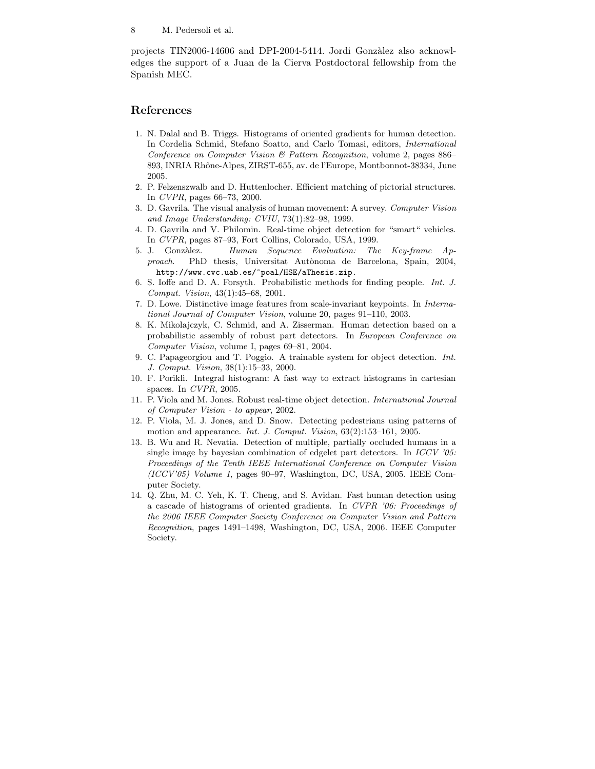projects TIN2006-14606 and DPI-2004-5414. Jordi Gonzàlez also acknowledges the support of a Juan de la Cierva Postdoctoral fellowship from the Spanish MEC.

## References

1. N. Dalal and B. Triggs. Histograms of oriented gradients for human detection. In Cordelia Schmid, Stefano Soatto, and Carlo Tomasi, editors, *International Conference on Computer Vision & Pattern Recognition*, volume 2, pages 886–893, INRIA Rhône-Alpes, ZIRST-655, av. de l'Europe, Montbonnot-38334, June 2005.
2. P. Felzenszwalb and D. Huttenlocher. Efficient matching of pictorial structures. In *CVPR*, pages 66–73, 2000.
3. D. Gavrila. The visual analysis of human movement: A survey. *Computer Vision and Image Understanding: CVIU*, 73(1):82–98, 1999.
4. D. Gavrila and V. Philomin. Real-time object detection for "smart" vehicles. In *CVPR*, pages 87–93, Fort Collins, Colorado, USA, 1999.
5. J. Gonzàlez. *Human Sequence Evaluation: The Key-frame Approach*. PhD thesis, Universitat Autònoma de Barcelona, Spain, 2004, `http://www.cvc.uab.es/~poal/HSE/aThesis.zip`.
6. S. Ioffe and D. A. Forsyth. Probabilistic methods for finding people. *Int. J. Comput. Vision*, 43(1):45–68, 2001.
7. D. Lowe. Distinctive image features from scale-invariant keypoints. In *International Journal of Computer Vision*, volume 20, pages 91–110, 2003.
8. K. Mikolajczyk, C. Schmid, and A. Zisserman. Human detection based on a probabilistic assembly of robust part detectors. In *European Conference on Computer Vision*, volume I, pages 69–81, 2004.
9. C. Papageorgiou and T. Poggio. A trainable system for object detection. *Int. J. Comput. Vision*, 38(1):15–33, 2000.
10. F. Porikli. Integral histogram: A fast way to extract histograms in cartesian spaces. In *CVPR*, 2005.
11. P. Viola and M. Jones. Robust real-time object detection. *International Journal of Computer Vision - to appear*, 2002.
12. P. Viola, M. J. Jones, and D. Snow. Detecting pedestrians using patterns of motion and appearance. *Int. J. Comput. Vision*, 63(2):153–161, 2005.
13. B. Wu and R. Nevatia. Detection of multiple, partially occluded humans in a single image by bayesian combination of edgelet part detectors. In *ICCV '05: Proceedings of the Tenth IEEE International Conference on Computer Vision (ICCV'05) Volume 1*, pages 90–97, Washington, DC, USA, 2005. IEEE Computer Society.
14. Q. Zhu, M. C. Yeh, K. T. Cheng, and S. Avidan. Fast human detection using a cascade of histograms of oriented gradients. In *CVPR '06: Proceedings of the 2006 IEEE Computer Society Conference on Computer Vision and Pattern Recognition*, pages 1491–1498, Washington, DC, USA, 2006. IEEE Computer Society.